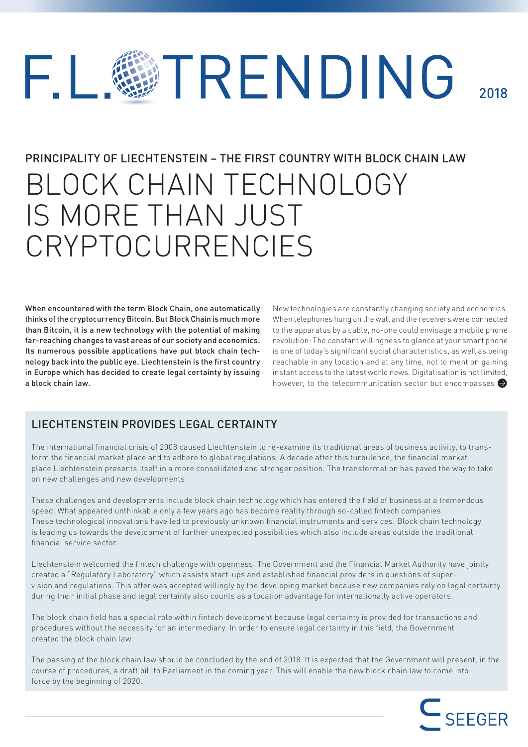# F.L. TRENDING 2018

## PRINCIPALITY OF LIECHTENSTEIN – THE FIRST COUNTRY WITH BLOCK CHAIN LAW

# BLOCK CHAIN TECHNOLOGY IS MORE THAN JUST CRYPTOCURRENCIES

**When encountered with the term Block Chain, one automatically thinks of the cryptocurrency Bitcoin. But Block Chain is much more than Bitcoin, it is a new technology with the potential of making far-reaching changes to vast areas of our society and economics. Its numerous possible applications have put block chain technology back into the public eye. Liechtenstein is the first country in Europe which has decided to create legal certainty by issuing a block chain law.**

New technologies are constantly changing society and economics. When telephones hung on the wall and the receivers were connected to the apparatus by a cable, no-one could envisage a mobile phone revolution: The constant willingness to glance at your smart phone is one of today's significant social characteristics, as well as being reachable in any location and at any time, not to mention gaining instant access to the latest world news. Digitalisation is not limited, however, to the telecommunication sector but encompasses

## LIECHTENSTEIN PROVIDES LEGAL CERTAINTY

The international financial crisis of 2008 caused Liechtenstein to re-examine its traditional areas of business activity, to transform the financial market place and to adhere to global regulations. A decade after this turbulence, the financial market place Liechtenstein presents itself in a more consolidated and stronger position. The transformation has paved the way to take on new challenges and new developments.

These challenges and developments include block chain technology which has entered the field of business at a tremendous speed. What appeared unthinkable only a few years ago has become reality through so-called fintech companies. These technological innovations have led to previously unknown financial instruments and services. Block chain technology is leading us towards the development of further unexpected possibilities which also include areas outside the traditional financial service sector.

Liechtenstein welcomed the fintech challenge with openness. The Government and the Financial Market Authority have jointly created a "Regulatory Laboratory" which assists start-ups and established financial providers in questions of supervision and regulations. This offer was accepted willingly by the developing market because new companies rely on legal certainty during their initial phase and legal certainty also counts as a location advantage for internationally active operators.

The block chain field has a special role within fintech development because legal certainty is provided for transactions and procedures without the necessity for an intermediary. In order to ensure legal certainty in this field, the Government created the block chain law.

The passing of the block chain law should be concluded by the end of 2018. It is expected that the Government will present, in the course of procedures, a draft bill to Parliament in the coming year. This will enable the new block chain law to come into force by the beginning of 2020.

SEEGER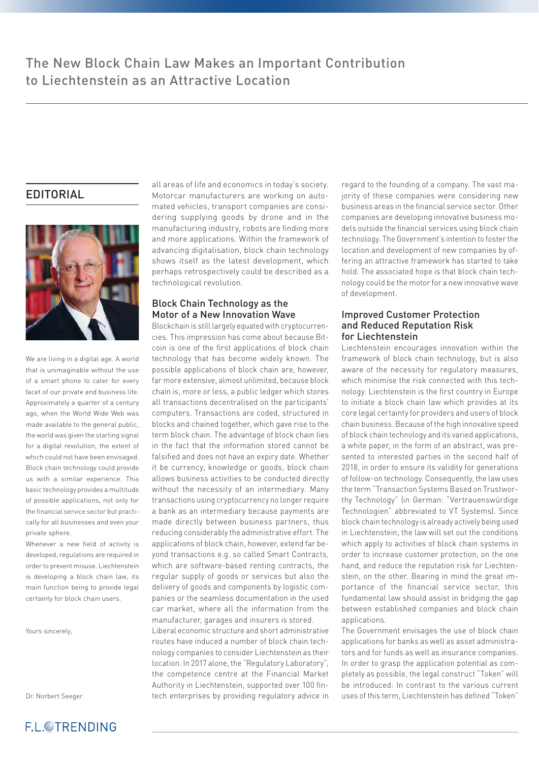# The New Block Chain Law Makes an Important Contribution to Liechtenstein as an Attractive Location

## EDITORIAL

We are living in a digital age. A world that is unimaginable without the use of a smart phone to cater for every facet of our private and business life. Approximately a quarter of a century ago, when the World Wide Web was made available to the general public, the world was given the starting signal for a digital revolution, the extent of which could not have been envisaged. Block chain technology could provide us with a similar experience. This basic technology provides a multitude of possible applications, not only for the financial service sector but practically for all businesses and even your private sphere.

Whenever a new field of activity is developed, regulations are required in order to prevent misuse. Liechtenstein is developing a block chain law, its main function being to provide legal certainty for block chain users.

Yours sincerely,

Dr. Norbert Seeger

all areas of life and economics in today's society. Motorcar manufacturers are working on automated vehicles, transport companies are considering supplying goods by drone and in the manufacturing industry, robots are finding more and more applications. Within the framework of advancing digitalisation, block chain technology shows itself as the latest development, which perhaps retrospectively could be described as a technological revolution.

### Block Chain Technology as the Motor of a New Innovation Wave

Blockchain is still largely equated with cryptocurrencies. This impression has come about because Bitcoin is one of the first applications of block chain technology that has become widely known. The possible applications of block chain are, however, far more extensive, almost unlimited, because block chain is, more or less, a public ledger which stores all transactions decentralised on the participants' computers. Transactions are coded, structured in blocks and chained together, which gave rise to the term block chain. The advantage of block chain lies in the fact that the information stored cannot be falsified and does not have an expiry date. Whether it be currency, knowledge or goods, block chain allows business activities to be conducted directly without the necessity of an intermediary. Many transactions using cryptocurrency no longer require a bank as an intermediary because payments are made directly between business partners, thus reducing considerably the administrative effort. The applications of block chain, however, extend far beyond transactions e.g. so called Smart Contracts, which are software-based renting contracts, the regular supply of goods or services but also the delivery of goods and components by logistic companies or the seamless documentation in the used car market, where all the information from the manufacturer, garages and insurers is stored.

Liberal economic structure and short administrative routes have induced a number of block chain technology companies to consider Liechtenstein as their location. In 2017 alone, the "Regulatory Laboratory", the competence centre at the Financial Market Authority in Liechtenstein, supported over 100 fintech enterprises by providing regulatory advice in regard to the founding of a company. The vast majority of these companies were considering new business areas in the financial service sector. Other companies are developing innovative business models outside the financial services using block chain technology. The Government's intention to foster the location and development of new companies by offering an attractive framework has started to take hold. The associated hope is that block chain technology could be the motor for a new innovative wave of development.

### Improved Customer Protection and Reduced Reputation Risk for Liechtenstein

Liechtenstein encourages innovation within the framework of block chain technology, but is also aware of the necessity for regulatory measures, which minimise the risk connected with this technology. Liechtenstein is the first country in Europe to initiate a block chain law which provides at its core legal certainty for providers and users of block chain business. Because of the high innovative speed of block chain technology and its varied applications, a white paper, in the form of an abstract, was presented to interested parties in the second half of 2018, in order to ensure its validity for generations of follow-on technology. Consequently, the law uses the term "Transaction Systems Based on Trustworthy Technology" (in German: "Vertrauenswürdige Technologien" abbreviated to VT Systems). Since block chain technology is already actively being used in Liechtenstein, the law will set out the conditions which apply to activities of block chain systems in order to increase customer protection, on the one hand, and reduce the reputation risk for Liechtenstein, on the other. Bearing in mind the great importance of the financial service sector, this fundamental law should assist in bridging the gap between established companies and block chain applications.

The Government envisages the use of block chain applications for banks as well as asset administrators and for funds as well as insurance companies. In order to grasp the application potential as completely as possible, the legal construct "Token" will be introduced: In contrast to the various current uses of this term, Liechtenstein has defined "Token"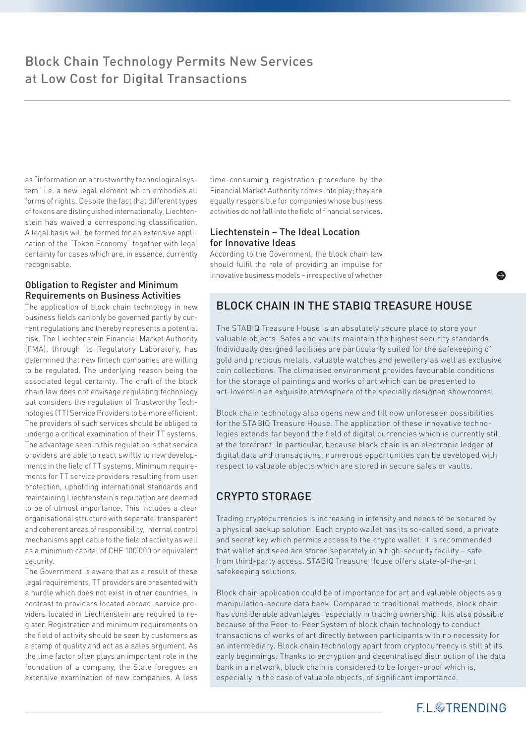# Block Chain Technology Permits New Services at Low Cost for Digital Transactions

as "information on a trustworthy technological system" i.e. a new legal element which embodies all forms of rights. Despite the fact that different types of tokens are distinguished internationally, Liechtenstein has waived a corresponding classification. A legal basis will be formed for an extensive application of the "Token Economy" together with legal certainty for cases which are, in essence, currently recognisable.

### Obligation to Register and Minimum Requirements on Business Activities

The application of block chain technology in new business fields can only be governed partly by current regulations and thereby represents a potential risk. The Liechtenstein Financial Market Authority (FMA), through its Regulatory Laboratory, has determined that new fintech companies are willing to be regulated. The underlying reason being the associated legal certainty. The draft of the block chain law does not envisage regulating technology but considers the regulation of Trustworthy Technologies (TT) Service Providers to be more efficient: The providers of such services should be obliged to undergo a critical examination of their TT systems. The advantage seen in this regulation is that service providers are able to react swiftly to new developments in the field of TT systems. Minimum requirements for TT service providers resulting from user protection, upholding international standards and maintaining Liechtenstein's reputation are deemed to be of utmost importance: This includes a clear organisational structure with separate, transparent and coherent areas of responsibility, internal control mechanisms applicable to the field of activity as well as a minimum capital of CHF 100'000 or equivalent security.

The Government is aware that as a result of these legal requirements, TT providers are presented with a hurdle which does not exist in other countries. In contrast to providers located abroad, service providers located in Liechtenstein are required to register. Registration and minimum requirements on the field of activity should be seen by customers as a stamp of quality and act as a sales argument. As the time factor often plays an important role in the foundation of a company, the State foregoes an extensive examination of new companies. A less time-consuming registration procedure by the Financial Market Authority comes into play; they are equally responsible for companies whose business activities do not fall into the field of financial services.

### Liechtenstein – The Ideal Location for Innovative Ideas

According to the Government, the block chain law should fulfil the role of providing an impulse for innovative business models – irrespective of whether

## BLOCK CHAIN IN THE STABIQ TREASURE HOUSE

The STABIQ Treasure House is an absolutely secure place to store your valuable objects. Safes and vaults maintain the highest security standards. Individually designed facilities are particularly suited for the safekeeping of gold and precious metals, valuable watches and jewellery as well as exclusive coin collections. The climatised environment provides favourable conditions for the storage of paintings and works of art which can be presented to art-lovers in an exquisite atmosphere of the specially designed showrooms.

Block chain technology also opens new and till now unforeseen possibilities for the STABIQ Treasure House. The application of these innovative technologies extends far beyond the field of digital currencies which is currently still at the forefront. In particular, because block chain is an electronic ledger of digital data and transactions, numerous opportunities can be developed with respect to valuable objects which are stored in secure safes or vaults.

## CRYPTO STORAGE

Trading cryptocurrencies is increasing in intensity and needs to be secured by a physical backup solution. Each crypto wallet has its so-called seed, a private and secret key which permits access to the crypto wallet. It is recommended that wallet and seed are stored separately in a high-security facility – safe from third-party access. STABIQ Treasure House offers state-of-the-art safekeeping solutions.

Block chain application could be of importance for art and valuable objects as a manipulation-secure data bank. Compared to traditional methods, block chain has considerable advantages, especially in tracing ownership. It is also possible because of the Peer-to-Peer System of block chain technology to conduct transactions of works of art directly between participants with no necessity for an intermediary. Block chain technology apart from cryptocurrency is still at its early beginnings. Thanks to encryption and decentralised distribution of the data bank in a network, block chain is considered to be forger-proof which is, especially in the case of valuable objects, of significant importance.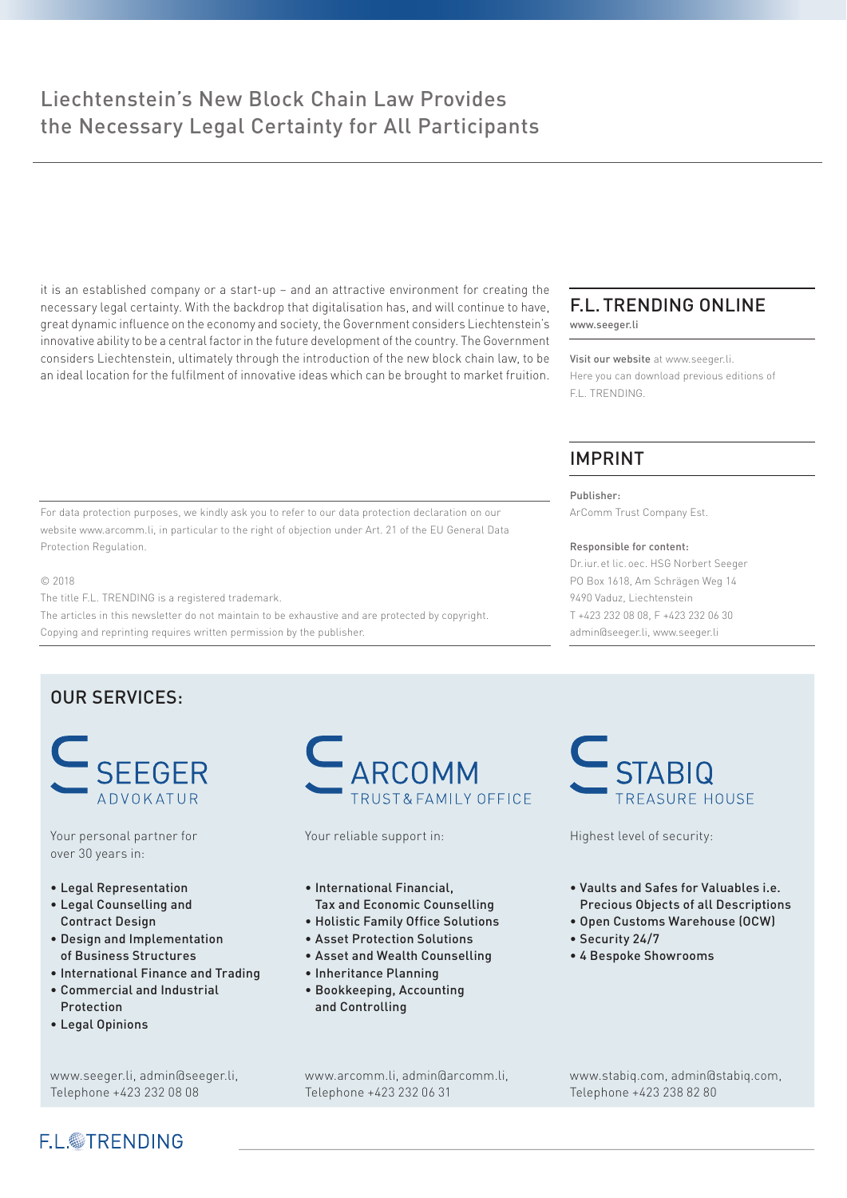## Liechtenstein's New Block Chain Law Provides the Necessary Legal Certainty for All Participants

it is an established company or a start-up – and an attractive environment for creating the necessary legal certainty. With the backdrop that digitalisation has, and will continue to have, great dynamic influence on the economy and society, the Government considers Liechtenstein's innovative ability to be a central factor in the future development of the country. The Government considers Liechtenstein, ultimately through the introduction of the new block chain law, to be an ideal location for the fulfilment of innovative ideas which can be brought to market fruition.

For data protection purposes, we kindly ask you to refer to our data protection declaration on our website www.arcomm.li, in particular to the right of objection under Art. 21 of the EU General Data Protection Regulation.

© 2018
The title F.L. TRENDING is a registered trademark.
The articles in this newsletter do not maintain to be exhaustive and are protected by copyright.
Copying and reprinting requires written permission by the publisher.

## F.L. TRENDING ONLINE

www.seeger.li

Visit our website at www.seeger.li.
Here you can download previous editions of F.L. TRENDING.

## IMPRINT

**Publisher:**
ArComm Trust Company Est.

**Responsible for content:**
Dr. iur. et lic. oec. HSG Norbert Seeger
PO Box 1618, Am Schrägen Weg 14
9490 Vaduz, Liechtenstein
T +423 232 08 08, F +423 232 06 30
admin@seeger.li, www.seeger.li

## OUR SERVICES:

### SEEGER ADVOKATUR

Your personal partner for over 30 years in:

- Legal Representation
- Legal Counselling and Contract Design
- Design and Implementation of Business Structures
- International Finance and Trading
- Commercial and Industrial Protection
- Legal Opinions

www.seeger.li, admin@seeger.li,
Telephone +423 232 08 08

### ARCOMM TRUST & FAMILY OFFICE

Your reliable support in:

- International Financial, Tax and Economic Counselling
- Holistic Family Office Solutions
- Asset Protection Solutions
- Asset and Wealth Counselling
- Inheritance Planning
- Bookkeeping, Accounting and Controlling

www.arcomm.li, admin@arcomm.li,
Telephone +423 232 06 31

### STABIQ TREASURE HOUSE

Highest level of security:

- Vaults and Safes for Valuables i.e. Precious Objects of all Descriptions
- Open Customs Warehouse (OCW)
- Security 24/7
- 4 Bespoke Showrooms

www.stabiq.com, admin@stabiq.com,
Telephone +423 238 82 80